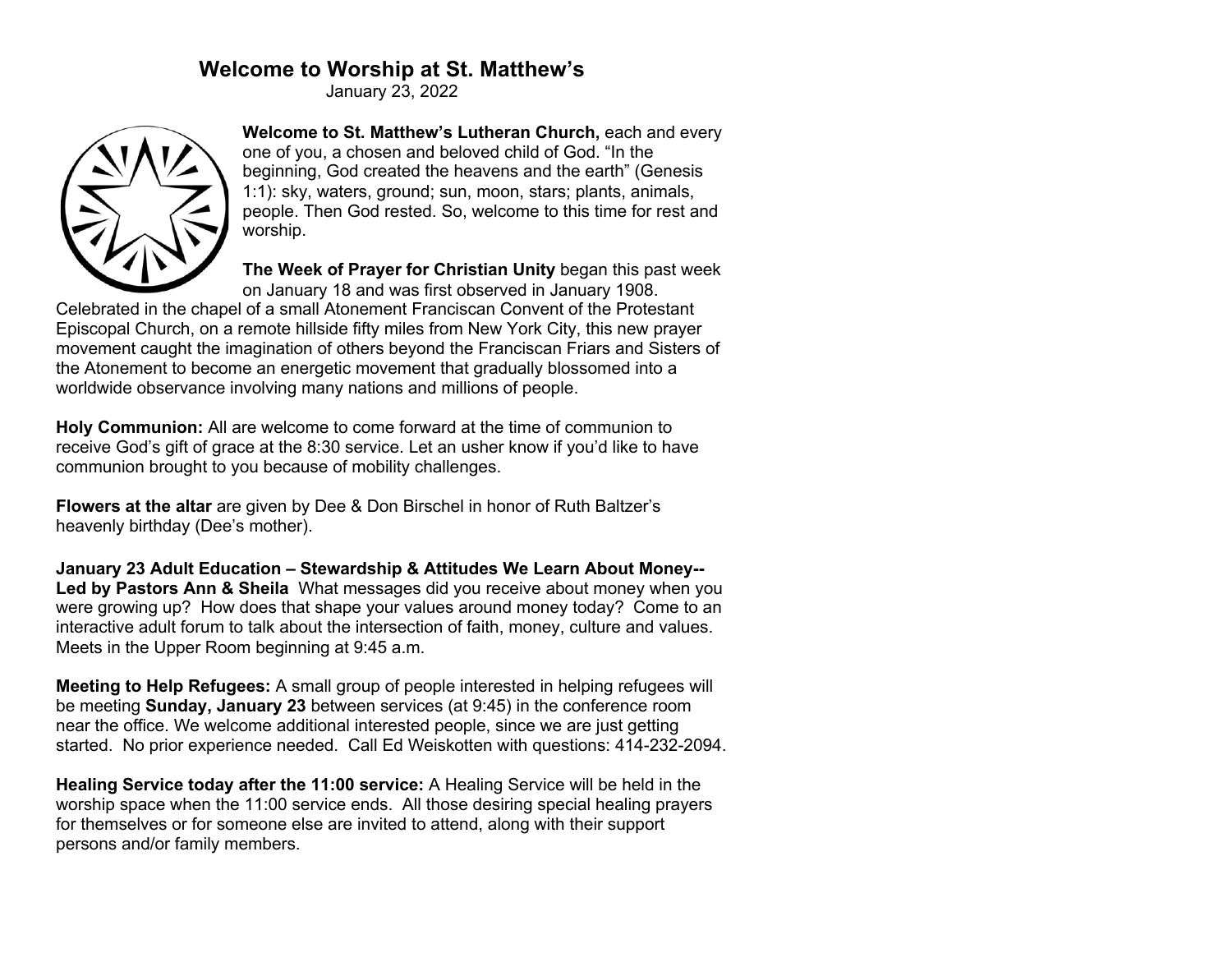# Welcome to Worship at St. Matthew's

January 23, 2022

**Welcome to St. Matthew's Lutheran Church,** each and every one of you, a chosen and beloved child of God. "In the beginning, God created the heavens and the earth" (Genesis 1:1): sky, waters, ground; sun, moon, stars; plants, animals, people. Then God rested. So, welcome to this time for rest and worship.

**The Week of Prayer for Christian Unity** began this past week on January 18 and was first observed in January 1908. Celebrated in the chapel of a small Atonement Franciscan Convent of the Protestant Episcopal Church, on a remote hillside fifty miles from New York City, this new prayer movement caught the imagination of others beyond the Franciscan Friars and Sisters of the Atonement to become an energetic movement that gradually blossomed into a worldwide observance involving many nations and millions of people.

**Holy Communion:** All are welcome to come forward at the time of communion to receive God's gift of grace at the 8:30 service. Let an usher know if you'd like to have communion brought to you because of mobility challenges.

**Flowers at the altar** are given by Dee & Don Birschel in honor of Ruth Baltzer's heavenly birthday (Dee's mother).

**January 23 Adult Education – Stewardship & Attitudes We Learn About Money-- Led by Pastors Ann & Sheila** What messages did you receive about money when you were growing up? How does that shape your values around money today? Come to an interactive adult forum to talk about the intersection of faith, money, culture and values. Meets in the Upper Room beginning at 9:45 a.m.

**Meeting to Help Refugees:** A small group of people interested in helping refugees will be meeting **Sunday, January 23** between services (at 9:45) in the conference room near the office. We welcome additional interested people, since we are just getting started. No prior experience needed. Call Ed Weiskotten with questions: 414-232-2094.

**Healing Service today after the 11:00 service:** A Healing Service will be held in the worship space when the 11:00 service ends. All those desiring special healing prayers for themselves or for someone else are invited to attend, along with their support persons and/or family members.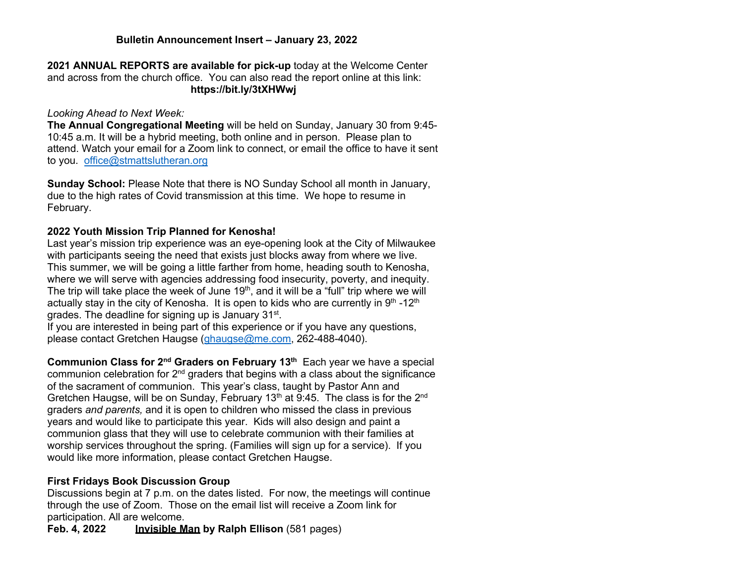**Bulletin Announcement Insert – January 23, 2022**

**2021 ANNUAL REPORTS are available for pick-up** today at the Welcome Center and across from the church office. You can also read the report online at this link:
**https://bit.ly/3tXHWwj**

*Looking Ahead to Next Week:*
**The Annual Congregational Meeting** will be held on Sunday, January 30 from 9:45-10:45 a.m. It will be a hybrid meeting, both online and in person. Please plan to attend. Watch your email for a Zoom link to connect, or email the office to have it sent to you. office@stmattslutheran.org

**Sunday School:** Please Note that there is NO Sunday School all month in January, due to the high rates of Covid transmission at this time. We hope to resume in February.

**2022 Youth Mission Trip Planned for Kenosha!**
Last year's mission trip experience was an eye-opening look at the City of Milwaukee with participants seeing the need that exists just blocks away from where we live. This summer, we will be going a little farther from home, heading south to Kenosha, where we will serve with agencies addressing food insecurity, poverty, and inequity. The trip will take place the week of June 19th, and it will be a "full" trip where we will actually stay in the city of Kenosha. It is open to kids who are currently in 9th -12th grades. The deadline for signing up is January 31st.
If you are interested in being part of this experience or if you have any questions, please contact Gretchen Haugse (ghaugse@me.com, 262-488-4040).

**Communion Class for 2nd Graders on February 13th** Each year we have a special communion celebration for 2nd graders that begins with a class about the significance of the sacrament of communion. This year's class, taught by Pastor Ann and Gretchen Haugse, will be on Sunday, February 13th at 9:45. The class is for the 2nd graders *and parents,* and it is open to children who missed the class in previous years and would like to participate this year. Kids will also design and paint a communion glass that they will use to celebrate communion with their families at worship services throughout the spring. (Families will sign up for a service). If you would like more information, please contact Gretchen Haugse.

**First Fridays Book Discussion Group**
Discussions begin at 7 p.m. on the dates listed. For now, the meetings will continue through the use of Zoom. Those on the email list will receive a Zoom link for participation. All are welcome.
**Feb. 4, 2022** **Invisible Man by Ralph Ellison** (581 pages)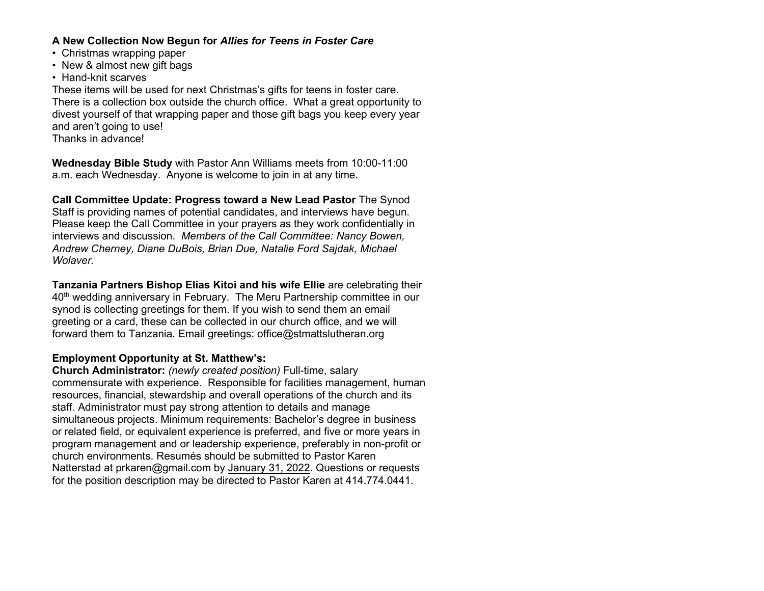**A New Collection Now Begun for *Allies for Teens in Foster Care***

- Christmas wrapping paper
- New & almost new gift bags
- Hand-knit scarves

These items will be used for next Christmas's gifts for teens in foster care. There is a collection box outside the church office. What a great opportunity to divest yourself of that wrapping paper and those gift bags you keep every year and aren't going to use!
Thanks in advance!

**Wednesday Bible Study** with Pastor Ann Williams meets from 10:00-11:00 a.m. each Wednesday. Anyone is welcome to join in at any time.

**Call Committee Update: Progress toward a New Lead Pastor** The Synod Staff is providing names of potential candidates, and interviews have begun. Please keep the Call Committee in your prayers as they work confidentially in interviews and discussion. *Members of the Call Committee: Nancy Bowen, Andrew Cherney, Diane DuBois, Brian Due, Natalie Ford Sajdak, Michael Wolaver.*

**Tanzania Partners Bishop Elias Kitoi and his wife Ellie** are celebrating their 40th wedding anniversary in February. The Meru Partnership committee in our synod is collecting greetings for them. If you wish to send them an email greeting or a card, these can be collected in our church office, and we will forward them to Tanzania. Email greetings: office@stmattslutheran.org

**Employment Opportunity at St. Matthew's:**
**Church Administrator:** *(newly created position)* Full-time, salary commensurate with experience. Responsible for facilities management, human resources, financial, stewardship and overall operations of the church and its staff. Administrator must pay strong attention to details and manage simultaneous projects. Minimum requirements: Bachelor's degree in business or related field, or equivalent experience is preferred, and five or more years in program management and or leadership experience, preferably in non-profit or church environments. Resumés should be submitted to Pastor Karen Natterstad at prkaren@gmail.com by <u>January 31, 2022</u>. Questions or requests for the position description may be directed to Pastor Karen at 414.774.0441.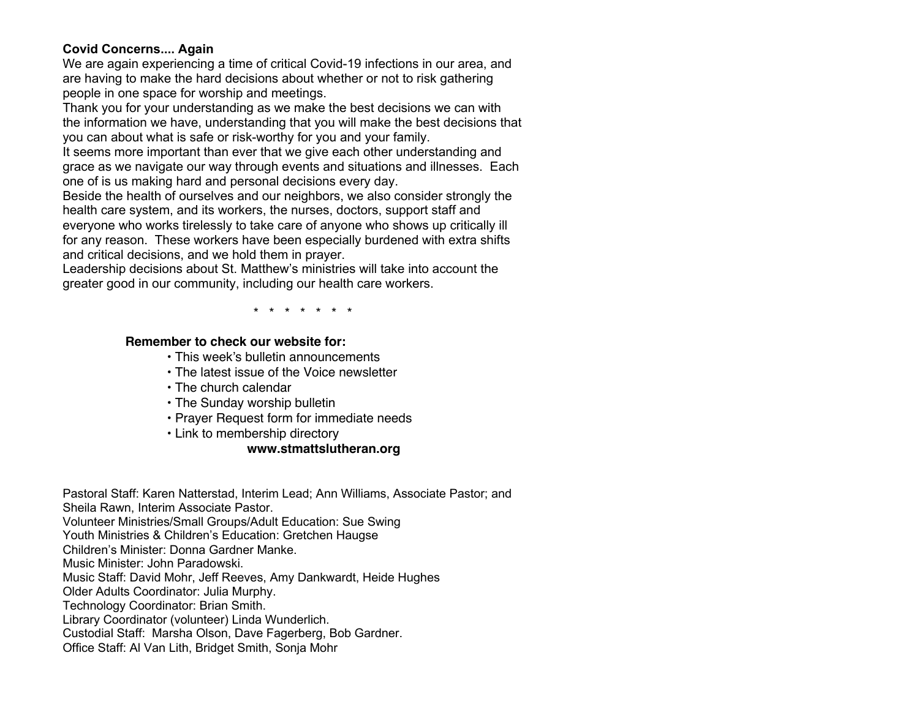**Covid Concerns.... Again**

We are again experiencing a time of critical Covid-19 infections in our area, and are having to make the hard decisions about whether or not to risk gathering people in one space for worship and meetings.

Thank you for your understanding as we make the best decisions we can with the information we have, understanding that you will make the best decisions that you can about what is safe or risk-worthy for you and your family.

It seems more important than ever that we give each other understanding and grace as we navigate our way through events and situations and illnesses. Each one of is us making hard and personal decisions every day.

Beside the health of ourselves and our neighbors, we also consider strongly the health care system, and its workers, the nurses, doctors, support staff and everyone who works tirelessly to take care of anyone who shows up critically ill for any reason. These workers have been especially burdened with extra shifts and critical decisions, and we hold them in prayer.

Leadership decisions about St. Matthew's ministries will take into account the greater good in our community, including our health care workers.

\* \* \* \* \* \* \*

**Remember to check our website for:**

- This week's bulletin announcements
- The latest issue of the Voice newsletter
- The church calendar
- The Sunday worship bulletin
- Prayer Request form for immediate needs
- Link to membership directory

**www.stmattslutheran.org**

Pastoral Staff: Karen Natterstad, Interim Lead; Ann Williams, Associate Pastor; and Sheila Rawn, Interim Associate Pastor.
Volunteer Ministries/Small Groups/Adult Education: Sue Swing
Youth Ministries & Children's Education: Gretchen Haugse
Children's Minister: Donna Gardner Manke.
Music Minister: John Paradowski.
Music Staff: David Mohr, Jeff Reeves, Amy Dankwardt, Heide Hughes
Older Adults Coordinator: Julia Murphy.
Technology Coordinator: Brian Smith.
Library Coordinator (volunteer) Linda Wunderlich.
Custodial Staff: Marsha Olson, Dave Fagerberg, Bob Gardner.
Office Staff: Al Van Lith, Bridget Smith, Sonja Mohr